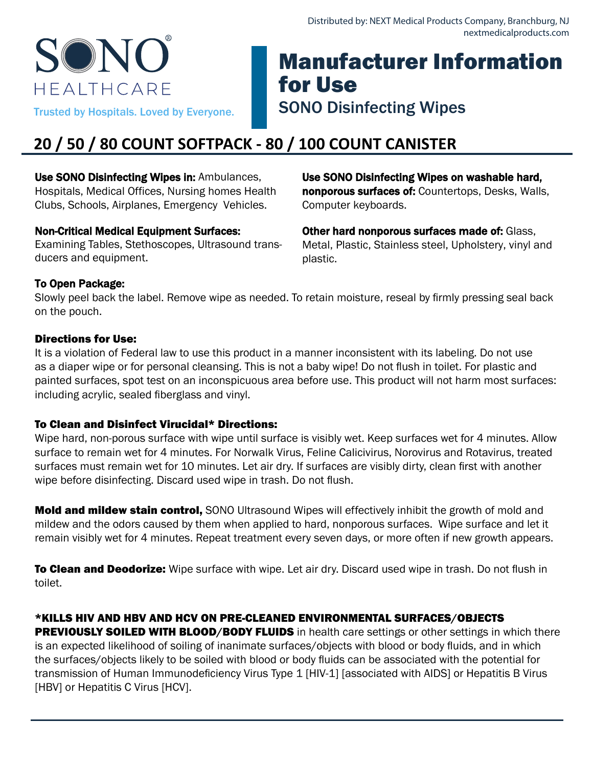Distributed by: NEXT Medical Products Company, Branchburg, NJ
nextmedicalproducts.com

SONO® HEALTHCARE

Trusted by Hospitals. Loved by Everyone.

# Manufacturer Information for Use

## SONO Disinfecting Wipes

## 20 / 50 / 80 COUNT SOFTPACK - 80 / 100 COUNT CANISTER

**Use SONO Disinfecting Wipes in:** Ambulances, Hospitals, Medical Offices, Nursing homes Health Clubs, Schools, Airplanes, Emergency Vehicles.

**Non-Critical Medical Equipment Surfaces:** Examining Tables, Stethoscopes, Ultrasound transducers and equipment.

**Use SONO Disinfecting Wipes on washable hard, nonporous surfaces of:** Countertops, Desks, Walls, Computer keyboards.

**Other hard nonporous surfaces made of:** Glass, Metal, Plastic, Stainless steel, Upholstery, vinyl and plastic.

**To Open Package:**
Slowly peel back the label. Remove wipe as needed. To retain moisture, reseal by firmly pressing seal back on the pouch.

**Directions for Use:**
It is a violation of Federal law to use this product in a manner inconsistent with its labeling. Do not use as a diaper wipe or for personal cleansing. This is not a baby wipe! Do not flush in toilet. For plastic and painted surfaces, spot test on an inconspicuous area before use. This product will not harm most surfaces: including acrylic, sealed fiberglass and vinyl.

**To Clean and Disinfect Virucidal* Directions:**
Wipe hard, non-porous surface with wipe until surface is visibly wet. Keep surfaces wet for 4 minutes. Allow surface to remain wet for 4 minutes. For Norwalk Virus, Feline Calicivirus, Norovirus and Rotavirus, treated surfaces must remain wet for 10 minutes. Let air dry. If surfaces are visibly dirty, clean first with another wipe before disinfecting. Discard used wipe in trash. Do not flush.

**Mold and mildew stain control,** SONO Ultrasound Wipes will effectively inhibit the growth of mold and mildew and the odors caused by them when applied to hard, nonporous surfaces. Wipe surface and let it remain visibly wet for 4 minutes. Repeat treatment every seven days, or more often if new growth appears.

**To Clean and Deodorize:** Wipe surface with wipe. Let air dry. Discard used wipe in trash. Do not flush in toilet.

**\*KILLS HIV AND HBV AND HCV ON PRE-CLEANED ENVIRONMENTAL SURFACES/OBJECTS PREVIOUSLY SOILED WITH BLOOD/BODY FLUIDS** in health care settings or other settings in which there is an expected likelihood of soiling of inanimate surfaces/objects with blood or body fluids, and in which the surfaces/objects likely to be soiled with blood or body fluids can be associated with the potential for transmission of Human Immunodeficiency Virus Type 1 [HIV-1] [associated with AIDS] or Hepatitis B Virus [HBV] or Hepatitis C Virus [HCV].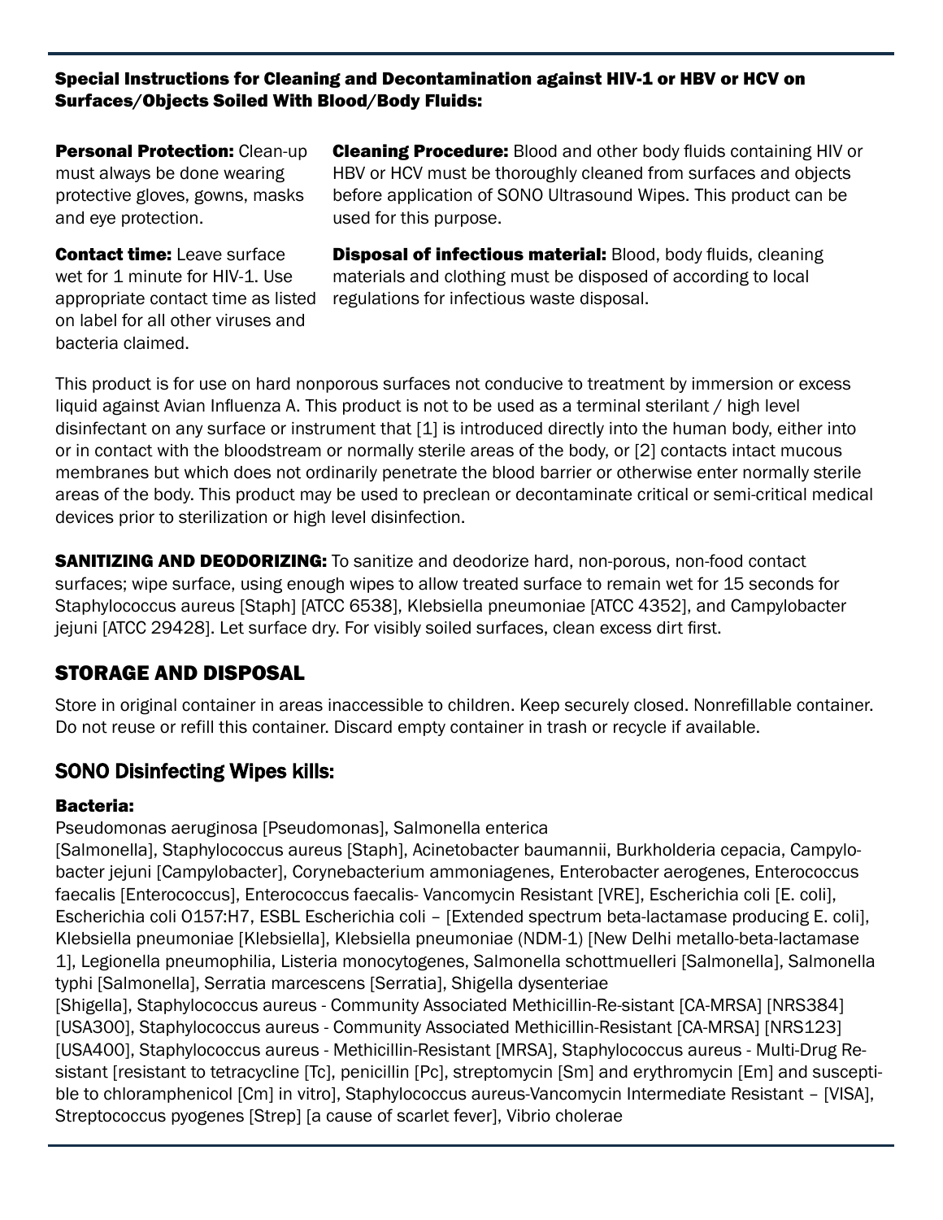**Special Instructions for Cleaning and Decontamination against HIV-1 or HBV or HCV on Surfaces/Objects Soiled With Blood/Body Fluids:**

**Personal Protection:** Clean-up must always be done wearing protective gloves, gowns, masks and eye protection.

**Contact time:** Leave surface wet for 1 minute for HIV-1. Use appropriate contact time as listed on label for all other viruses and bacteria claimed.

**Cleaning Procedure:** Blood and other body fluids containing HIV or HBV or HCV must be thoroughly cleaned from surfaces and objects before application of SONO Ultrasound Wipes. This product can be used for this purpose.

**Disposal of infectious material:** Blood, body fluids, cleaning materials and clothing must be disposed of according to local regulations for infectious waste disposal.

This product is for use on hard nonporous surfaces not conducive to treatment by immersion or excess liquid against Avian Influenza A. This product is not to be used as a terminal sterilant / high level disinfectant on any surface or instrument that [1] is introduced directly into the human body, either into or in contact with the bloodstream or normally sterile areas of the body, or [2] contacts intact mucous membranes but which does not ordinarily penetrate the blood barrier or otherwise enter normally sterile areas of the body. This product may be used to preclean or decontaminate critical or semi-critical medical devices prior to sterilization or high level disinfection.

**SANITIZING AND DEODORIZING:** To sanitize and deodorize hard, non-porous, non-food contact surfaces; wipe surface, using enough wipes to allow treated surface to remain wet for 15 seconds for Staphylococcus aureus [Staph] [ATCC 6538], Klebsiella pneumoniae [ATCC 4352], and Campylobacter jejuni [ATCC 29428]. Let surface dry. For visibly soiled surfaces, clean excess dirt first.

## STORAGE AND DISPOSAL

Store in original container in areas inaccessible to children. Keep securely closed. Nonrefillable container. Do not reuse or refill this container. Discard empty container in trash or recycle if available.

## SONO Disinfecting Wipes kills:

### Bacteria:

Pseudomonas aeruginosa [Pseudomonas], Salmonella enterica [Salmonella], Staphylococcus aureus [Staph], Acinetobacter baumannii, Burkholderia cepacia, Campylobacter jejuni [Campylobacter], Corynebacterium ammoniagenes, Enterobacter aerogenes, Enterococcus faecalis [Enterococcus], Enterococcus faecalis- Vancomycin Resistant [VRE], Escherichia coli [E. coli], Escherichia coli O157:H7, ESBL Escherichia coli – [Extended spectrum beta-lactamase producing E. coli], Klebsiella pneumoniae [Klebsiella], Klebsiella pneumoniae (NDM-1) [New Delhi metallo-beta-lactamase 1], Legionella pneumophilia, Listeria monocytogenes, Salmonella schottmuelleri [Salmonella], Salmonella typhi [Salmonella], Serratia marcescens [Serratia], Shigella dysenteriae [Shigella], Staphylococcus aureus - Community Associated Methicillin-Re-sistant [CA-MRSA] [NRS384] [USA300], Staphylococcus aureus - Community Associated Methicillin-Resistant [CA-MRSA] [NRS123] [USA400], Staphylococcus aureus - Methicillin-Resistant [MRSA], Staphylococcus aureus - Multi-Drug Resistant [resistant to tetracycline [Tc], penicillin [Pc], streptomycin [Sm] and erythromycin [Em] and susceptible to chloramphenicol [Cm] in vitro], Staphylococcus aureus-Vancomycin Intermediate Resistant – [VISA], Streptococcus pyogenes [Strep] [a cause of scarlet fever], Vibrio cholerae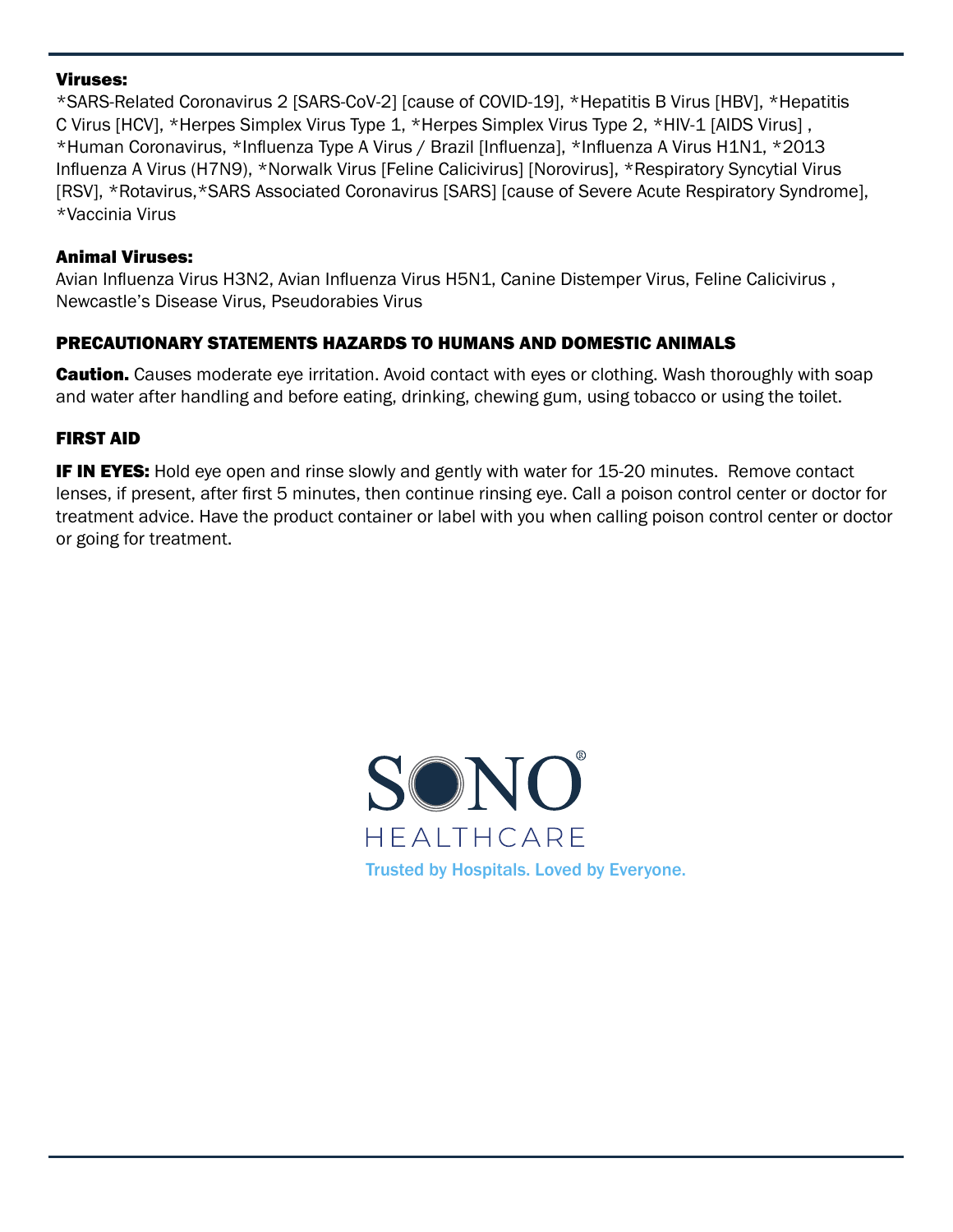**Viruses:**

*SARS-Related Coronavirus 2 [SARS-CoV-2] [cause of COVID-19], *Hepatitis B Virus [HBV], *Hepatitis C Virus [HCV], *Herpes Simplex Virus Type 1, *Herpes Simplex Virus Type 2, *HIV-1 [AIDS Virus] , *Human Coronavirus, *Influenza Type A Virus / Brazil [Influenza], *Influenza A Virus H1N1, *2013 Influenza A Virus (H7N9), *Norwalk Virus [Feline Calicivirus] [Norovirus], *Respiratory Syncytial Virus [RSV], *Rotavirus,*SARS Associated Coronavirus [SARS] [cause of Severe Acute Respiratory Syndrome], *Vaccinia Virus

**Animal Viruses:**

Avian Influenza Virus H3N2, Avian Influenza Virus H5N1, Canine Distemper Virus, Feline Calicivirus , Newcastle's Disease Virus, Pseudorabies Virus

## PRECAUTIONARY STATEMENTS HAZARDS TO HUMANS AND DOMESTIC ANIMALS

**Caution.** Causes moderate eye irritation. Avoid contact with eyes or clothing. Wash thoroughly with soap and water after handling and before eating, drinking, chewing gum, using tobacco or using the toilet.

## FIRST AID

**IF IN EYES:** Hold eye open and rinse slowly and gently with water for 15-20 minutes. Remove contact lenses, if present, after first 5 minutes, then continue rinsing eye. Call a poison control center or doctor for treatment advice. Have the product container or label with you when calling poison control center or doctor or going for treatment.

SONO®
HEALTHCARE

Trusted by Hospitals. Loved by Everyone.